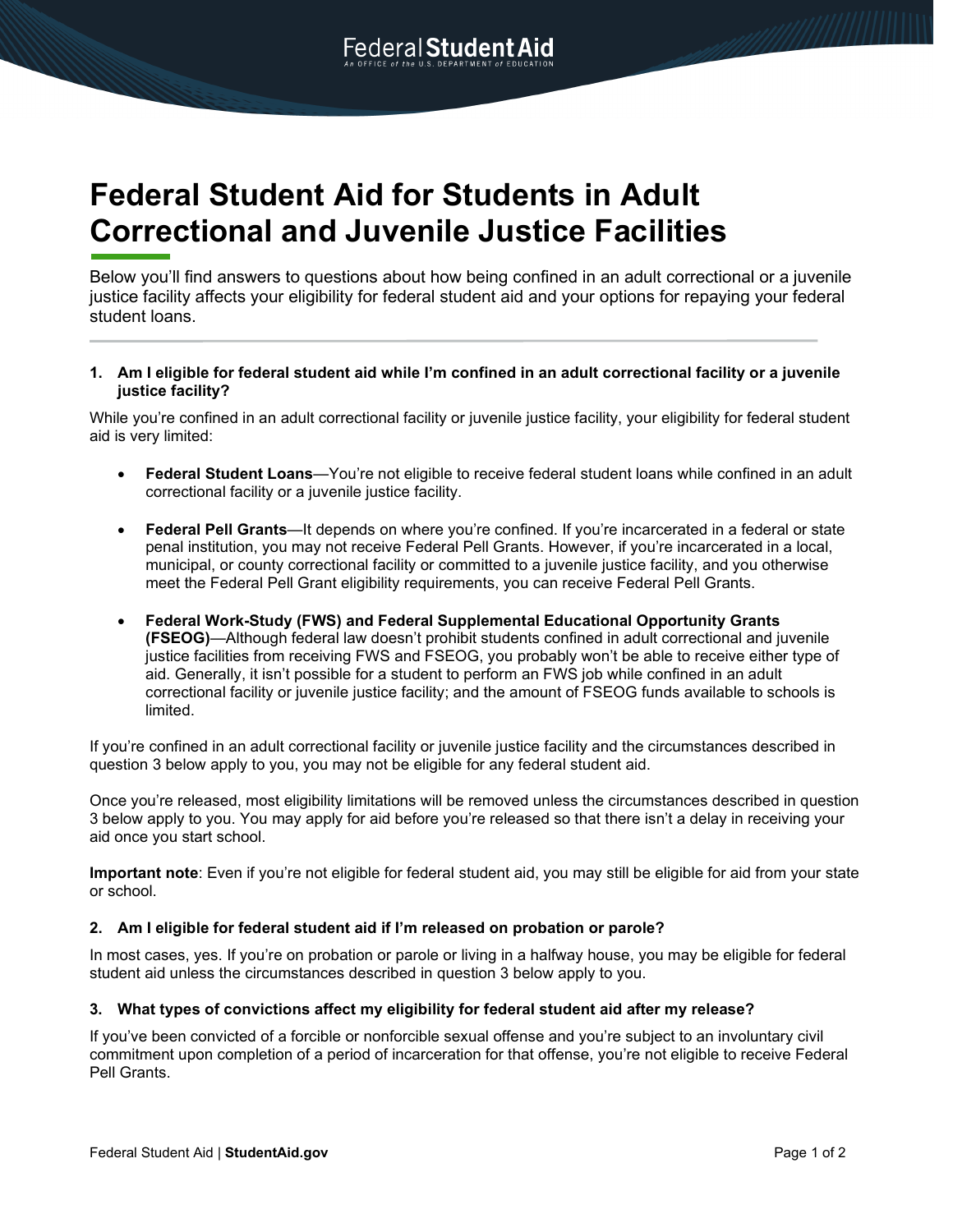# Federal Student Aid for Students in Adult Correctional and Juvenile Justice Facilities

Below you'll find answers to questions about how being confined in an adult correctional or a juvenile justice facility affects your eligibility for federal student aid and your options for repaying your federal student loans.

---

**1. Am I eligible for federal student aid while I'm confined in an adult correctional facility or a juvenile justice facility?**

While you're confined in an adult correctional facility or juvenile justice facility, your eligibility for federal student aid is very limited:

- **Federal Student Loans**—You're not eligible to receive federal student loans while confined in an adult correctional facility or a juvenile justice facility.
- **Federal Pell Grants**—It depends on where you're confined. If you're incarcerated in a federal or state penal institution, you may not receive Federal Pell Grants. However, if you're incarcerated in a local, municipal, or county correctional facility or committed to a juvenile justice facility, and you otherwise meet the Federal Pell Grant eligibility requirements, you can receive Federal Pell Grants.
- **Federal Work-Study (FWS) and Federal Supplemental Educational Opportunity Grants (FSEOG)**—Although federal law doesn't prohibit students confined in adult correctional and juvenile justice facilities from receiving FWS and FSEOG, you probably won't be able to receive either type of aid. Generally, it isn't possible for a student to perform an FWS job while confined in an adult correctional facility or juvenile justice facility; and the amount of FSEOG funds available to schools is limited.

If you're confined in an adult correctional facility or juvenile justice facility and the circumstances described in question 3 below apply to you, you may not be eligible for any federal student aid.

Once you're released, most eligibility limitations will be removed unless the circumstances described in question 3 below apply to you. You may apply for aid before you're released so that there isn't a delay in receiving your aid once you start school.

**Important note**: Even if you're not eligible for federal student aid, you may still be eligible for aid from your state or school.

**2. Am I eligible for federal student aid if I'm released on probation or parole?**

In most cases, yes. If you're on probation or parole or living in a halfway house, you may be eligible for federal student aid unless the circumstances described in question 3 below apply to you.

**3. What types of convictions affect my eligibility for federal student aid after my release?**

If you've been convicted of a forcible or nonforcible sexual offense and you're subject to an involuntary civil commitment upon completion of a period of incarceration for that offense, you're not eligible to receive Federal Pell Grants.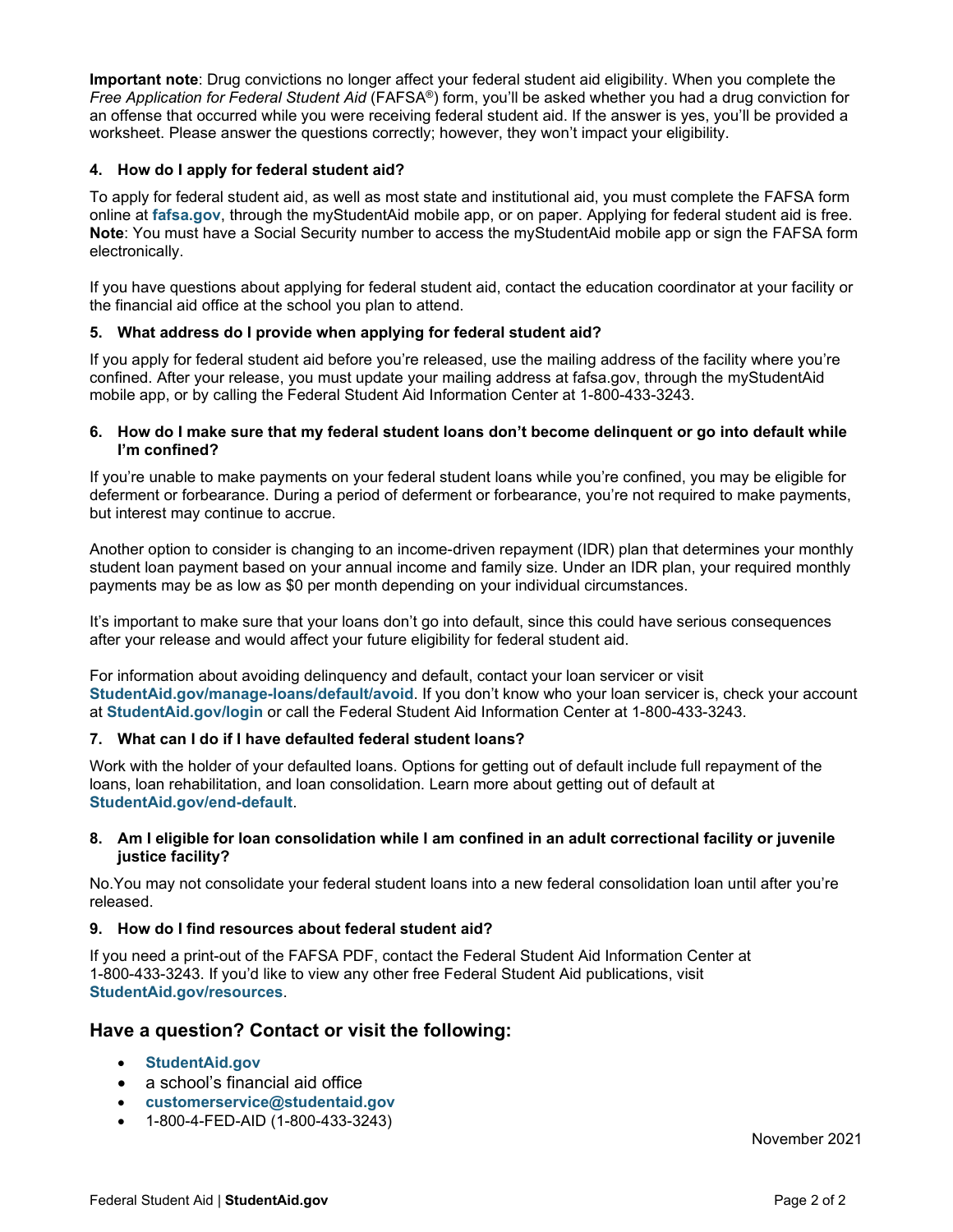**Important note**: Drug convictions no longer affect your federal student aid eligibility. When you complete the *Free Application for Federal Student Aid* (FAFSA®) form, you'll be asked whether you had a drug conviction for an offense that occurred while you were receiving federal student aid. If the answer is yes, you'll be provided a worksheet. Please answer the questions correctly; however, they won't impact your eligibility.

#### 4. How do I apply for federal student aid?

To apply for federal student aid, as well as most state and institutional aid, you must complete the FAFSA form online at **fafsa.gov**, through the myStudentAid mobile app, or on paper. Applying for federal student aid is free. **Note**: You must have a Social Security number to access the myStudentAid mobile app or sign the FAFSA form electronically.

If you have questions about applying for federal student aid, contact the education coordinator at your facility or the financial aid office at the school you plan to attend.

#### 5. What address do I provide when applying for federal student aid?

If you apply for federal student aid before you're released, use the mailing address of the facility where you're confined. After your release, you must update your mailing address at fafsa.gov, through the myStudentAid mobile app, or by calling the Federal Student Aid Information Center at 1-800-433-3243.

#### 6. How do I make sure that my federal student loans don't become delinquent or go into default while I'm confined?

If you're unable to make payments on your federal student loans while you're confined, you may be eligible for deferment or forbearance. During a period of deferment or forbearance, you're not required to make payments, but interest may continue to accrue.

Another option to consider is changing to an income-driven repayment (IDR) plan that determines your monthly student loan payment based on your annual income and family size. Under an IDR plan, your required monthly payments may be as low as $0 per month depending on your individual circumstances.

It's important to make sure that your loans don't go into default, since this could have serious consequences after your release and would affect your future eligibility for federal student aid.

For information about avoiding delinquency and default, contact your loan servicer or visit **StudentAid.gov/manage-loans/default/avoid**. If you don't know who your loan servicer is, check your account at **StudentAid.gov/login** or call the Federal Student Aid Information Center at 1-800-433-3243.

#### 7. What can I do if I have defaulted federal student loans?

Work with the holder of your defaulted loans. Options for getting out of default include full repayment of the loans, loan rehabilitation, and loan consolidation. Learn more about getting out of default at **StudentAid.gov/end-default**.

#### 8. Am I eligible for loan consolidation while I am confined in an adult correctional facility or juvenile justice facility?

No.You may not consolidate your federal student loans into a new federal consolidation loan until after you're released.

#### 9. How do I find resources about federal student aid?

If you need a print-out of the FAFSA PDF, contact the Federal Student Aid Information Center at 1-800-433-3243. If you'd like to view any other free Federal Student Aid publications, visit **StudentAid.gov/resources**.

## Have a question? Contact or visit the following:

- **StudentAid.gov**
- a school's financial aid office
- **customerservice@studentaid.gov**
- 1-800-4-FED-AID (1-800-433-3243)

November 2021